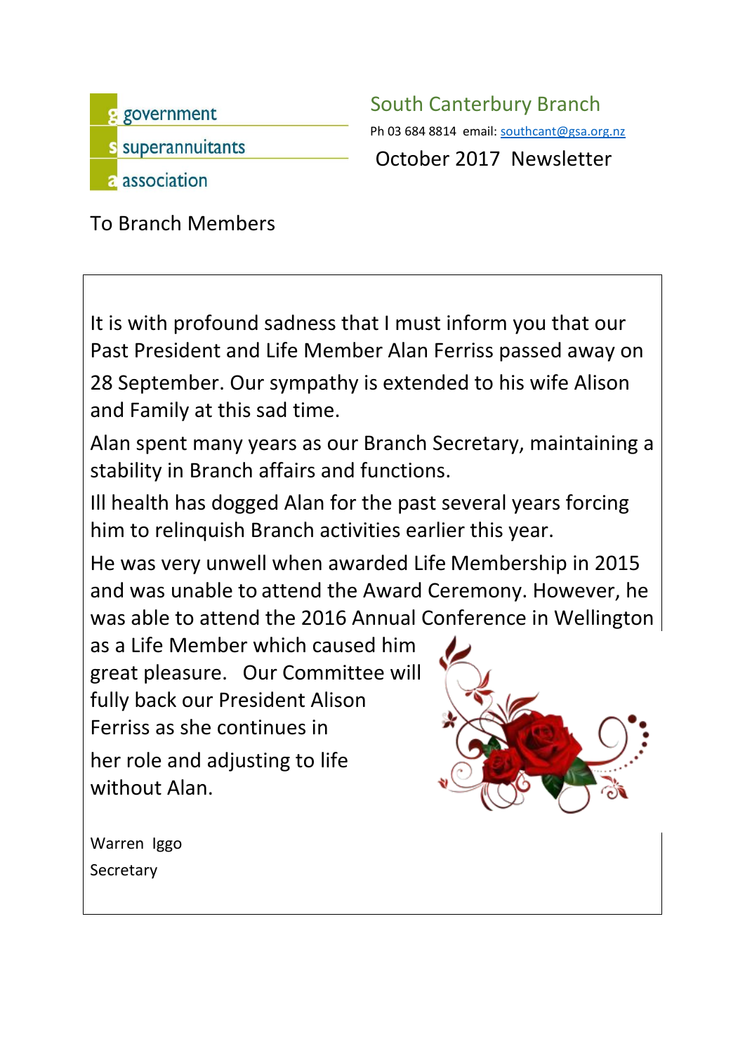government
superannuitants
association

## South Canterbury Branch

Ph 03 684 8814 email: southcant@gsa.org.nz

## October 2017 Newsletter

To Branch Members

It is with profound sadness that I must inform you that our Past President and Life Member Alan Ferriss passed away on 28 September. Our sympathy is extended to his wife Alison and Family at this sad time.

Alan spent many years as our Branch Secretary, maintaining a stability in Branch affairs and functions.

Ill health has dogged Alan for the past several years forcing him to relinquish Branch activities earlier this year.

He was very unwell when awarded Life Membership in 2015 and was unable to attend the Award Ceremony. However, he was able to attend the 2016 Annual Conference in Wellington as a Life Member which caused him great pleasure. Our Committee will fully back our President Alison Ferriss as she continues in her role and adjusting to life without Alan.

Warren Iggo
Secretary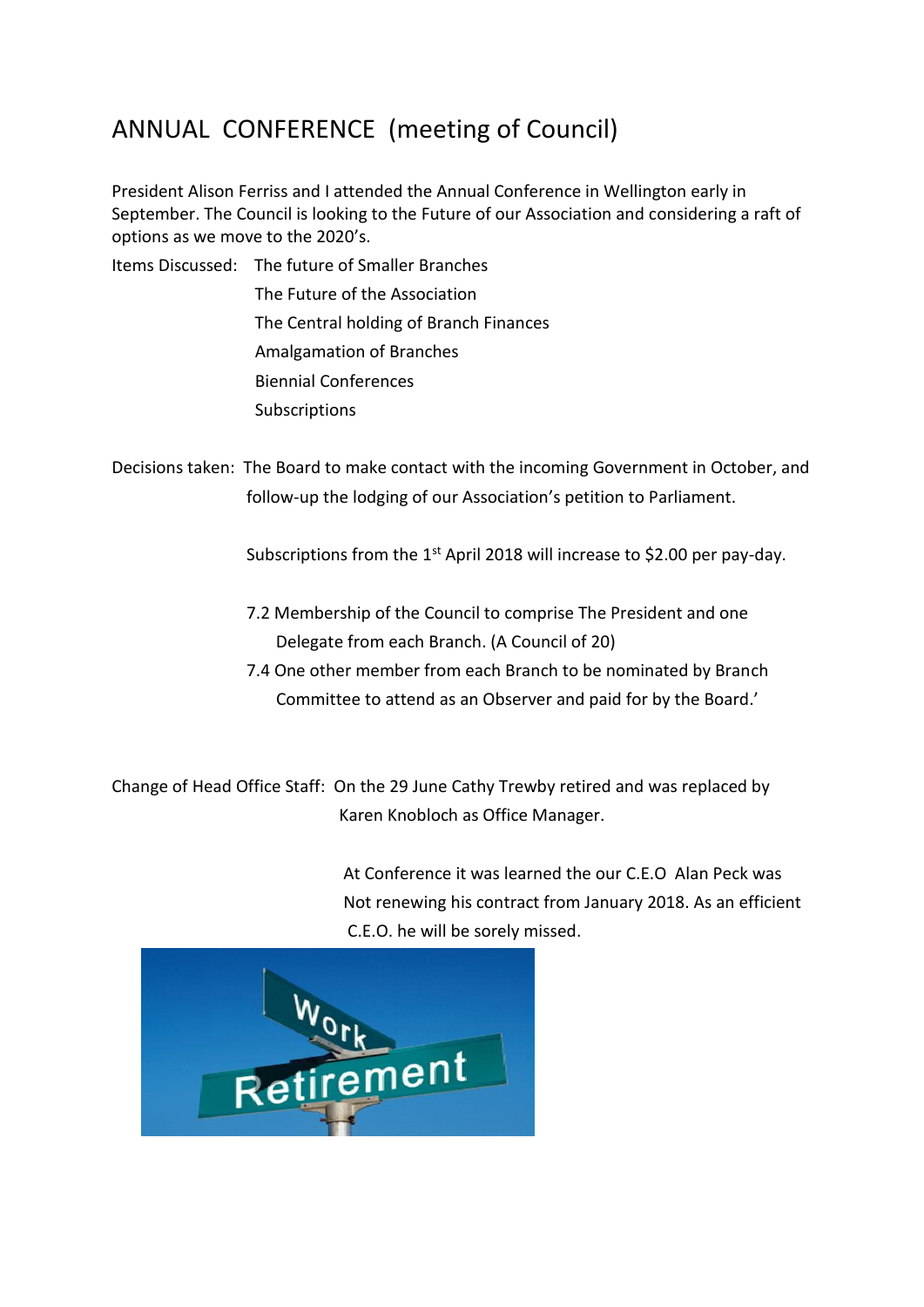# ANNUAL CONFERENCE (meeting of Council)

President Alison Ferriss and I attended the Annual Conference in Wellington early in September. The Council is looking to the Future of our Association and considering a raft of options as we move to the 2020's.

Items Discussed:

- The future of Smaller Branches
- The Future of the Association
- The Central holding of Branch Finances
- Amalgamation of Branches
- Biennial Conferences
- Subscriptions

Decisions taken: The Board to make contact with the incoming Government in October, and follow-up the lodging of our Association's petition to Parliament.

Subscriptions from the 1st April 2018 will increase to $2.00 per pay-day.

7.2 Membership of the Council to comprise The President and one Delegate from each Branch. (A Council of 20)

7.4 One other member from each Branch to be nominated by Branch Committee to attend as an Observer and paid for by the Board.'

Change of Head Office Staff: On the 29 June Cathy Trewby retired and was replaced by Karen Knobloch as Office Manager.

At Conference it was learned the our C.E.O Alan Peck was Not renewing his contract from January 2018. As an efficient C.E.O. he will be sorely missed.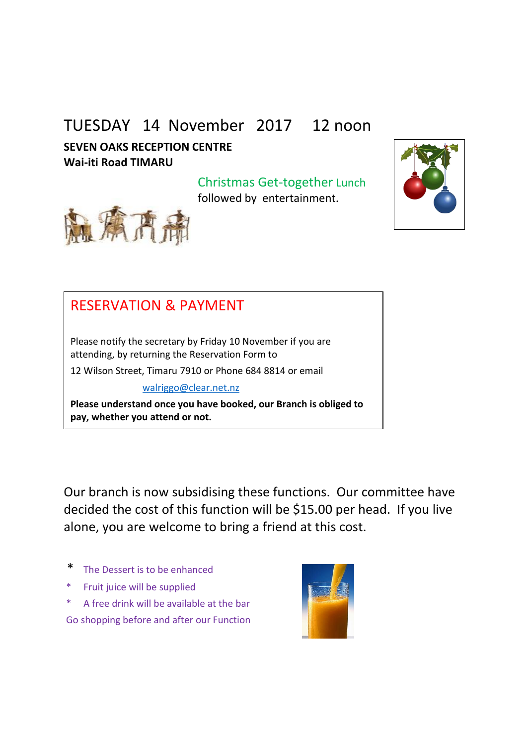# TUESDAY 14 November 2017 12 noon

**SEVEN OAKS RECEPTION CENTRE**
**Wai-iti Road TIMARU**

Christmas Get-together Lunch
followed by entertainment.

## RESERVATION & PAYMENT

Please notify the secretary by Friday 10 November if you are attending, by returning the Reservation Form to

12 Wilson Street, Timaru 7910 or Phone 684 8814 or email

walriggo@clear.net.nz

**Please understand once you have booked, our Branch is obliged to pay, whether you attend or not.**

Our branch is now subsidising these functions. Our committee have decided the cost of this function will be $15.00 per head. If you live alone, you are welcome to bring a friend at this cost.

- The Dessert is to be enhanced
- Fruit juice will be supplied
- A free drink will be available at the bar

Go shopping before and after our Function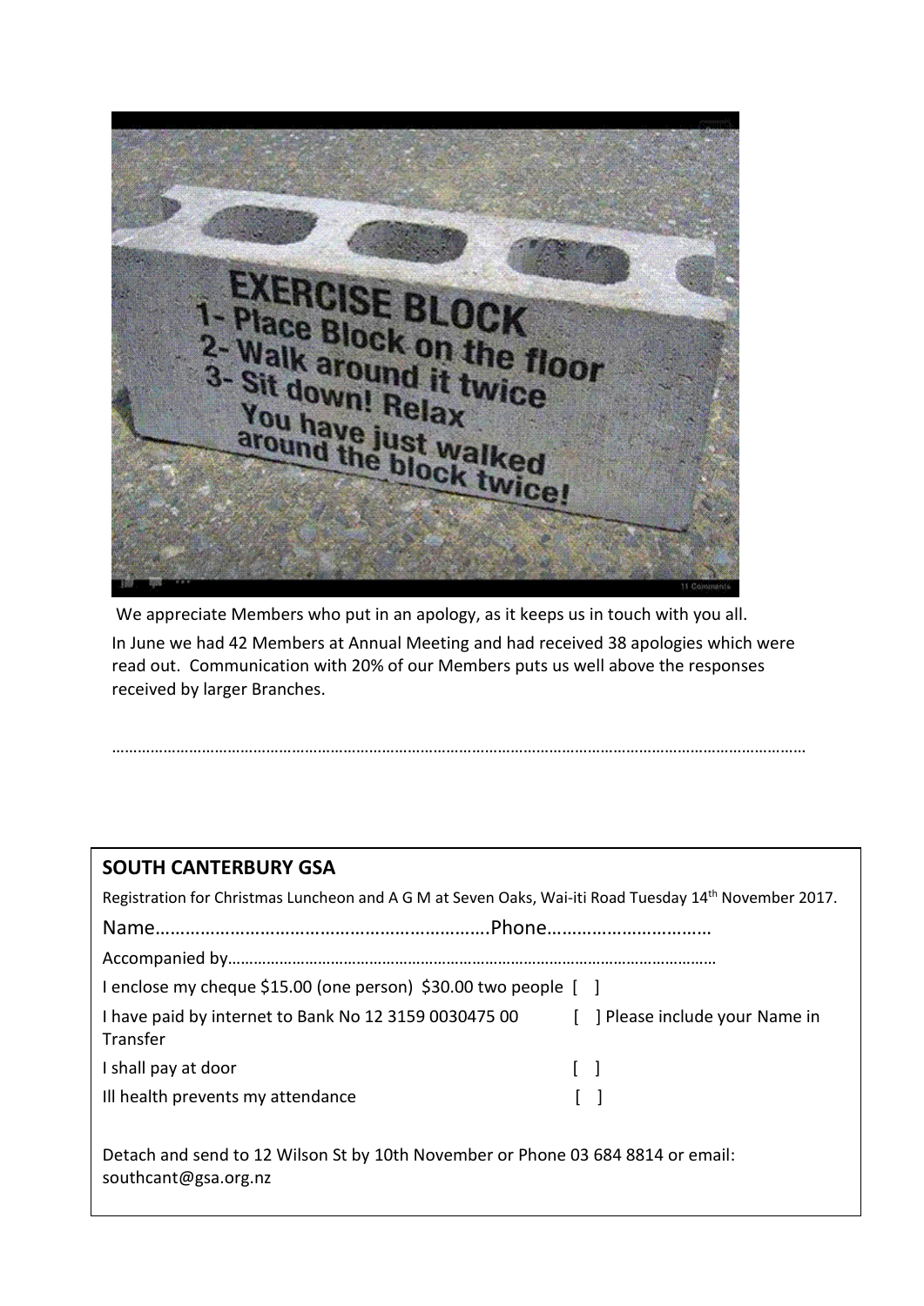We appreciate Members who put in an apology, as it keeps us in touch with you all.

In June we had 42 Members at Annual Meeting and had received 38 apologies which were read out. Communication with 20% of our Members puts us well above the responses received by larger Branches.

……………………………………………………………………………………………………………………………………………

## SOUTH CANTERBURY GSA

Registration for Christmas Luncheon and A G M at Seven Oaks, Wai-iti Road Tuesday 14th November 2017.

Name………………………………………………………….Phone……………………………

Accompanied by……………………………………………………………………………………………

I enclose my cheque $15.00 (one person) $30.00 two people [ ]

I have paid by internet to Bank No 12 3159 0030475 00 [ ] Please include your Name in Transfer

I shall pay at door [ ]

Ill health prevents my attendance [ ]

Detach and send to 12 Wilson St by 10th November or Phone 03 684 8814 or email: southcant@gsa.org.nz